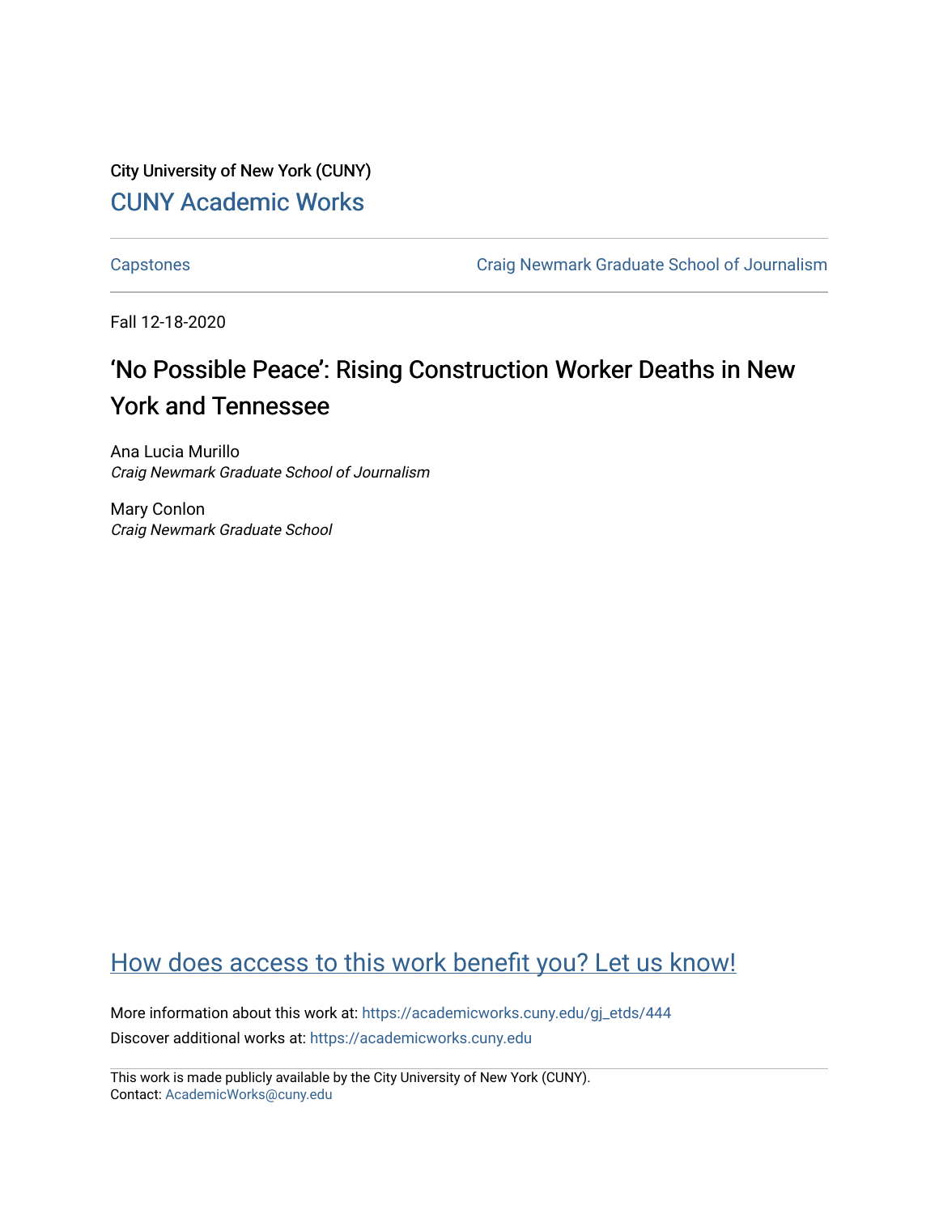City University of New York (CUNY)

CUNY Academic Works

Capstones

Craig Newmark Graduate School of Journalism

Fall 12-18-2020

# ‘No Possible Peace’: Rising Construction Worker Deaths in New York and Tennessee

Ana Lucia Murillo
*Craig Newmark Graduate School of Journalism*

Mary Conlon
*Craig Newmark Graduate School*

How does access to this work benefit you? Let us know!

More information about this work at: https://academicworks.cuny.edu/gj_etds/444

Discover additional works at: https://academicworks.cuny.edu

This work is made publicly available by the City University of New York (CUNY).
Contact: AcademicWorks@cuny.edu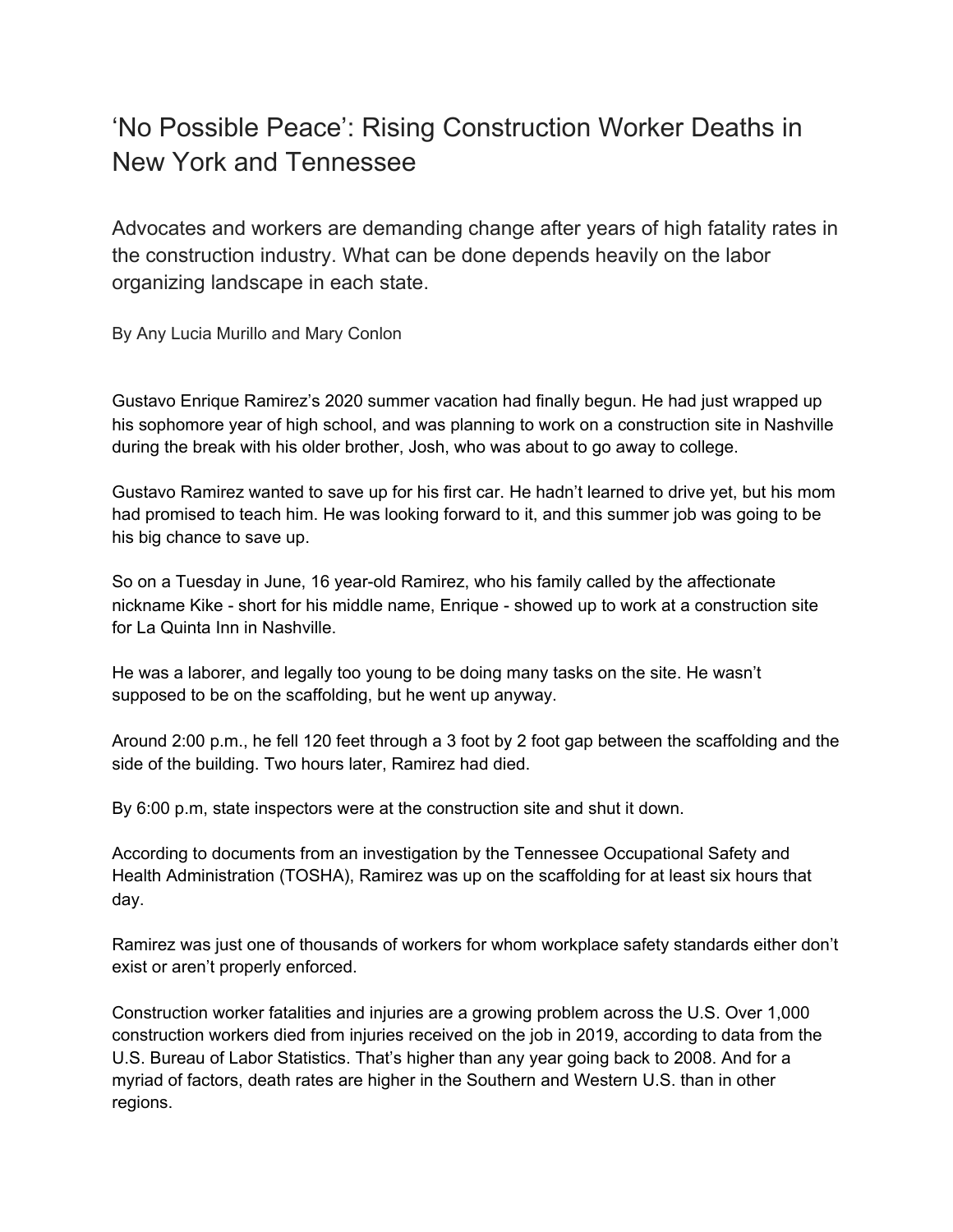# ‘No Possible Peace’: Rising Construction Worker Deaths in New York and Tennessee

## Advocates and workers are demanding change after years of high fatality rates in the construction industry. What can be done depends heavily on the labor organizing landscape in each state.

By Any Lucia Murillo and Mary Conlon

Gustavo Enrique Ramirez’s 2020 summer vacation had finally begun. He had just wrapped up his sophomore year of high school, and was planning to work on a construction site in Nashville during the break with his older brother, Josh, who was about to go away to college.

Gustavo Ramirez wanted to save up for his first car. He hadn’t learned to drive yet, but his mom had promised to teach him. He was looking forward to it, and this summer job was going to be his big chance to save up.

So on a Tuesday in June, 16 year-old Ramirez, who his family called by the affectionate nickname Kike - short for his middle name, Enrique - showed up to work at a construction site for La Quinta Inn in Nashville.

He was a laborer, and legally too young to be doing many tasks on the site. He wasn’t supposed to be on the scaffolding, but he went up anyway.

Around 2:00 p.m., he fell 120 feet through a 3 foot by 2 foot gap between the scaffolding and the side of the building. Two hours later, Ramirez had died.

By 6:00 p.m, state inspectors were at the construction site and shut it down.

According to documents from an investigation by the Tennessee Occupational Safety and Health Administration (TOSHA), Ramirez was up on the scaffolding for at least six hours that day.

Ramirez was just one of thousands of workers for whom workplace safety standards either don’t exist or aren’t properly enforced.

Construction worker fatalities and injuries are a growing problem across the U.S. Over 1,000 construction workers died from injuries received on the job in 2019, according to data from the U.S. Bureau of Labor Statistics. That’s higher than any year going back to 2008. And for a myriad of factors, death rates are higher in the Southern and Western U.S. than in other regions.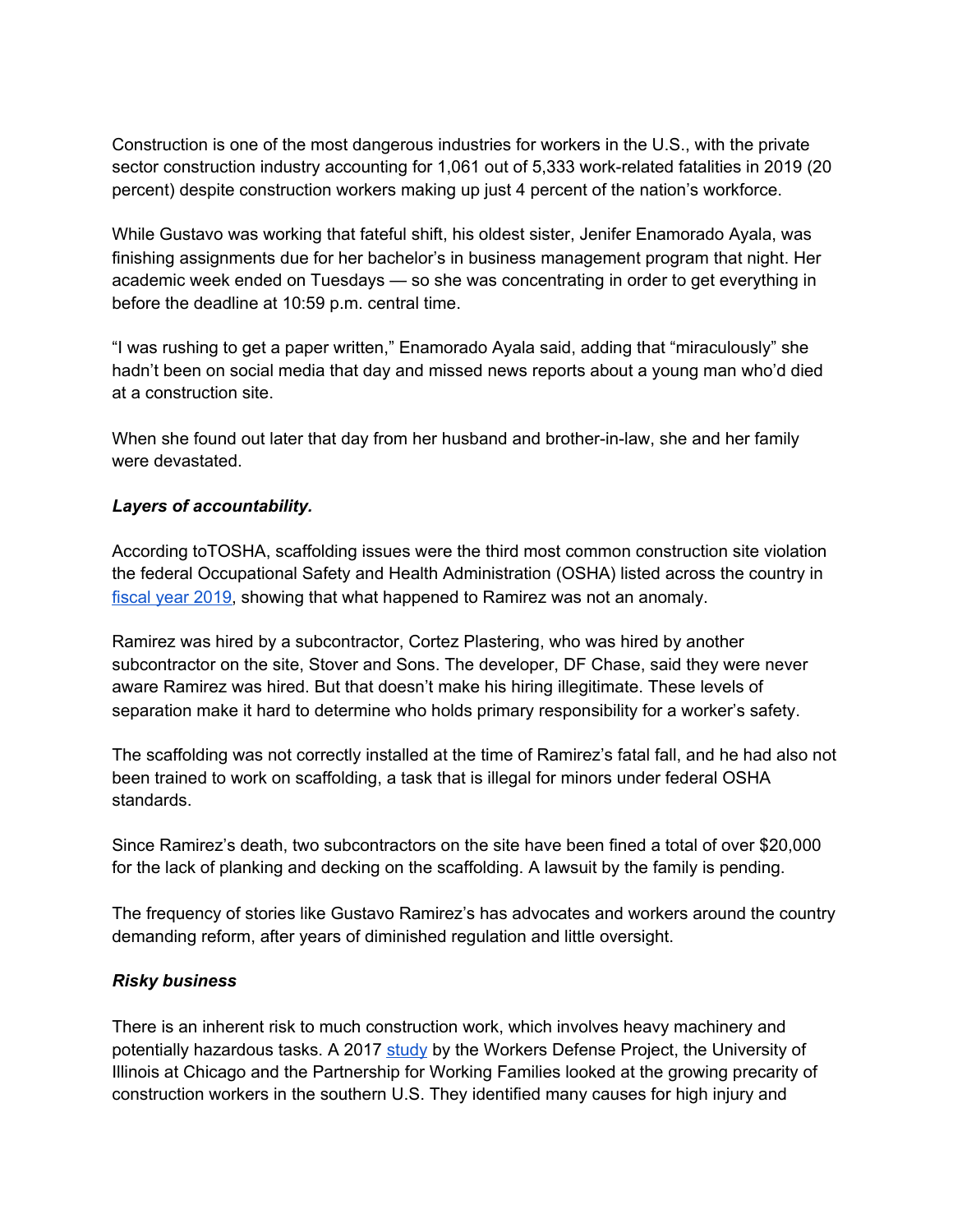Construction is one of the most dangerous industries for workers in the U.S., with the private sector construction industry accounting for 1,061 out of 5,333 work-related fatalities in 2019 (20 percent) despite construction workers making up just 4 percent of the nation's workforce.

While Gustavo was working that fateful shift, his oldest sister, Jenifer Enamorado Ayala, was finishing assignments due for her bachelor's in business management program that night. Her academic week ended on Tuesdays — so she was concentrating in order to get everything in before the deadline at 10:59 p.m. central time.

"I was rushing to get a paper written," Enamorado Ayala said, adding that "miraculously" she hadn't been on social media that day and missed news reports about a young man who'd died at a construction site.

When she found out later that day from her husband and brother-in-law, she and her family were devastated.

***Layers of accountability.***

According toTOSHA, scaffolding issues were the third most common construction site violation the federal Occupational Safety and Health Administration (OSHA) listed across the country in [fiscal year 2019](), showing that what happened to Ramirez was not an anomaly.

Ramirez was hired by a subcontractor, Cortez Plastering, who was hired by another subcontractor on the site, Stover and Sons. The developer, DF Chase, said they were never aware Ramirez was hired. But that doesn't make his hiring illegitimate. These levels of separation make it hard to determine who holds primary responsibility for a worker's safety.

The scaffolding was not correctly installed at the time of Ramirez's fatal fall, and he had also not been trained to work on scaffolding, a task that is illegal for minors under federal OSHA standards.

Since Ramirez's death, two subcontractors on the site have been fined a total of over $20,000 for the lack of planking and decking on the scaffolding. A lawsuit by the family is pending.

The frequency of stories like Gustavo Ramirez's has advocates and workers around the country demanding reform, after years of diminished regulation and little oversight.

***Risky business***

There is an inherent risk to much construction work, which involves heavy machinery and potentially hazardous tasks. A 2017 [study]() by the Workers Defense Project, the University of Illinois at Chicago and the Partnership for Working Families looked at the growing precarity of construction workers in the southern U.S. They identified many causes for high injury and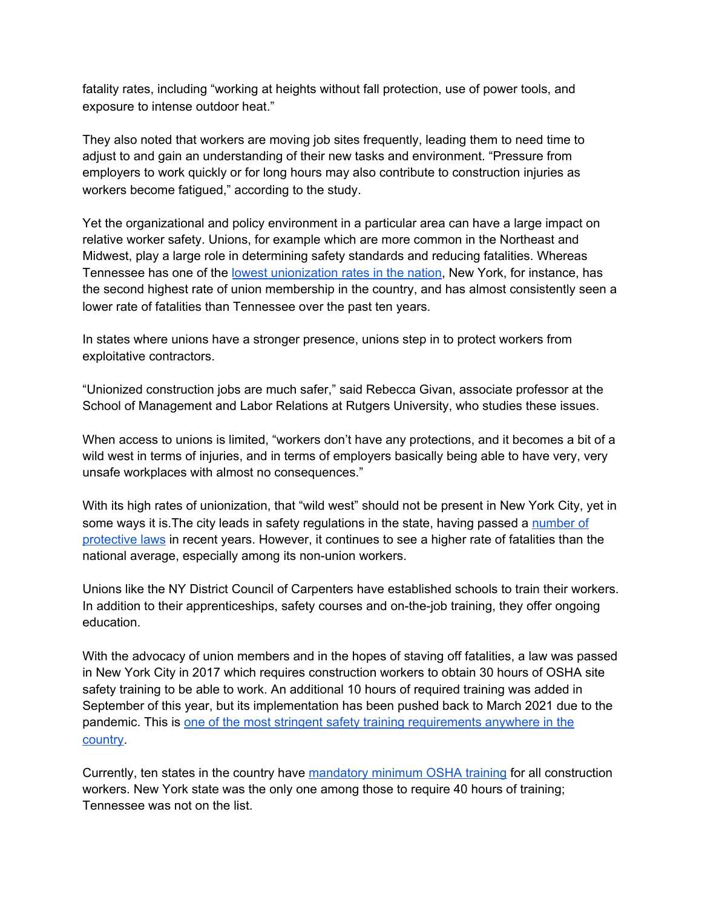fatality rates, including "working at heights without fall protection, use of power tools, and exposure to intense outdoor heat."

They also noted that workers are moving job sites frequently, leading them to need time to adjust to and gain an understanding of their new tasks and environment. "Pressure from employers to work quickly or for long hours may also contribute to construction injuries as workers become fatigued," according to the study.

Yet the organizational and policy environment in a particular area can have a large impact on relative worker safety. Unions, for example which are more common in the Northeast and Midwest, play a large role in determining safety standards and reducing fatalities. Whereas Tennessee has one of the [lowest unionization rates in the nation](), New York, for instance, has the second highest rate of union membership in the country, and has almost consistently seen a lower rate of fatalities than Tennessee over the past ten years.

In states where unions have a stronger presence, unions step in to protect workers from exploitative contractors.

"Unionized construction jobs are much safer," said Rebecca Givan, associate professor at the School of Management and Labor Relations at Rutgers University, who studies these issues.

When access to unions is limited, "workers don't have any protections, and it becomes a bit of a wild west in terms of injuries, and in terms of employers basically being able to have very, very unsafe workplaces with almost no consequences."

With its high rates of unionization, that "wild west" should not be present in New York City, yet in some ways it is.The city leads in safety regulations in the state, having passed a [number of protective laws]() in recent years. However, it continues to see a higher rate of fatalities than the national average, especially among its non-union workers.

Unions like the NY District Council of Carpenters have established schools to train their workers. In addition to their apprenticeships, safety courses and on-the-job training, they offer ongoing education.

With the advocacy of union members and in the hopes of staving off fatalities, a law was passed in New York City in 2017 which requires construction workers to obtain 30 hours of OSHA site safety training to be able to work. An additional 10 hours of required training was added in September of this year, but its implementation has been pushed back to March 2021 due to the pandemic. This is [one of the most stringent safety training requirements anywhere in the country]().

Currently, ten states in the country have [mandatory minimum OSHA training]() for all construction workers. New York state was the only one among those to require 40 hours of training; Tennessee was not on the list.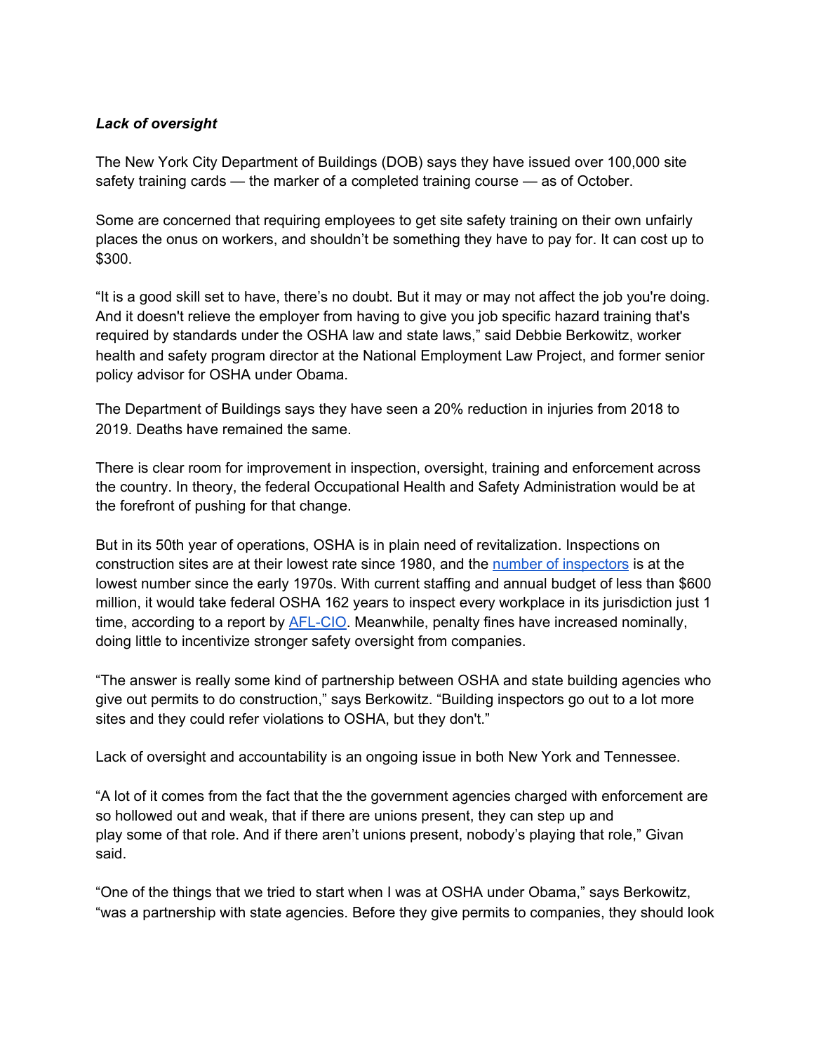***Lack of oversight***

The New York City Department of Buildings (DOB) says they have issued over 100,000 site safety training cards — the marker of a completed training course — as of October.

Some are concerned that requiring employees to get site safety training on their own unfairly places the onus on workers, and shouldn't be something they have to pay for. It can cost up to $300.

"It is a good skill set to have, there's no doubt. But it may or may not affect the job you're doing. And it doesn't relieve the employer from having to give you job specific hazard training that's required by standards under the OSHA law and state laws," said Debbie Berkowitz, worker health and safety program director at the National Employment Law Project, and former senior policy advisor for OSHA under Obama.

The Department of Buildings says they have seen a 20% reduction in injuries from 2018 to 2019. Deaths have remained the same.

There is clear room for improvement in inspection, oversight, training and enforcement across the country. In theory, the federal Occupational Health and Safety Administration would be at the forefront of pushing for that change.

But in its 50th year of operations, OSHA is in plain need of revitalization. Inspections on construction sites are at their lowest rate since 1980, and the [number of inspectors] is at the lowest number since the early 1970s. With current staffing and annual budget of less than $600 million, it would take federal OSHA 162 years to inspect every workplace in its jurisdiction just 1 time, according to a report by [AFL-CIO]. Meanwhile, penalty fines have increased nominally, doing little to incentivize stronger safety oversight from companies.

"The answer is really some kind of partnership between OSHA and state building agencies who give out permits to do construction," says Berkowitz. "Building inspectors go out to a lot more sites and they could refer violations to OSHA, but they don't."

Lack of oversight and accountability is an ongoing issue in both New York and Tennessee.

"A lot of it comes from the fact that the the government agencies charged with enforcement are so hollowed out and weak, that if there are unions present, they can step up and play some of that role. And if there aren't unions present, nobody's playing that role," Givan said.

"One of the things that we tried to start when I was at OSHA under Obama," says Berkowitz, "was a partnership with state agencies. Before they give permits to companies, they should look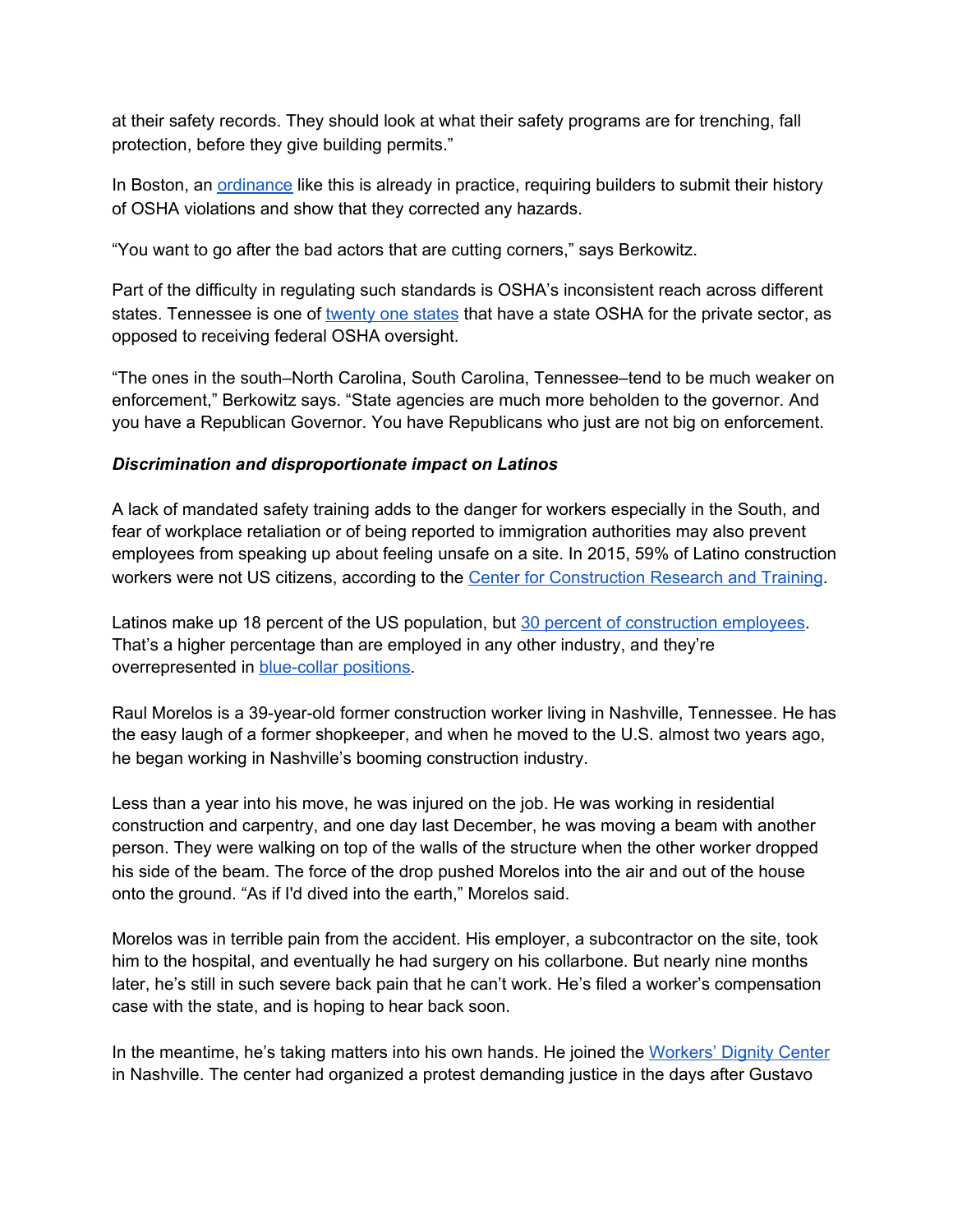at their safety records. They should look at what their safety programs are for trenching, fall protection, before they give building permits."

In Boston, an [ordinance](#) like this is already in practice, requiring builders to submit their history of OSHA violations and show that they corrected any hazards.

"You want to go after the bad actors that are cutting corners," says Berkowitz.

Part of the difficulty in regulating such standards is OSHA's inconsistent reach across different states. Tennessee is one of [twenty one states](#) that have a state OSHA for the private sector, as opposed to receiving federal OSHA oversight.

"The ones in the south–North Carolina, South Carolina, Tennessee–tend to be much weaker on enforcement," Berkowitz says. "State agencies are much more beholden to the governor. And you have a Republican Governor. You have Republicans who just are not big on enforcement.

***Discrimination and disproportionate impact on Latinos***

A lack of mandated safety training adds to the danger for workers especially in the South, and fear of workplace retaliation or of being reported to immigration authorities may also prevent employees from speaking up about feeling unsafe on a site. In 2015, 59% of Latino construction workers were not US citizens, according to the [Center for Construction Research and Training](#).

Latinos make up 18 percent of the US population, but [30 percent of construction employees](#). That's a higher percentage than are employed in any other industry, and they're overrepresented in [blue-collar positions](#).

Raul Morelos is a 39-year-old former construction worker living in Nashville, Tennessee. He has the easy laugh of a former shopkeeper, and when he moved to the U.S. almost two years ago, he began working in Nashville's booming construction industry.

Less than a year into his move, he was injured on the job. He was working in residential construction and carpentry, and one day last December, he was moving a beam with another person. They were walking on top of the walls of the structure when the other worker dropped his side of the beam. The force of the drop pushed Morelos into the air and out of the house onto the ground. "As if I'd dived into the earth," Morelos said.

Morelos was in terrible pain from the accident. His employer, a subcontractor on the site, took him to the hospital, and eventually he had surgery on his collarbone. But nearly nine months later, he's still in such severe back pain that he can't work. He's filed a worker's compensation case with the state, and is hoping to hear back soon.

In the meantime, he's taking matters into his own hands. He joined the [Workers' Dignity Center](#) in Nashville. The center had organized a protest demanding justice in the days after Gustavo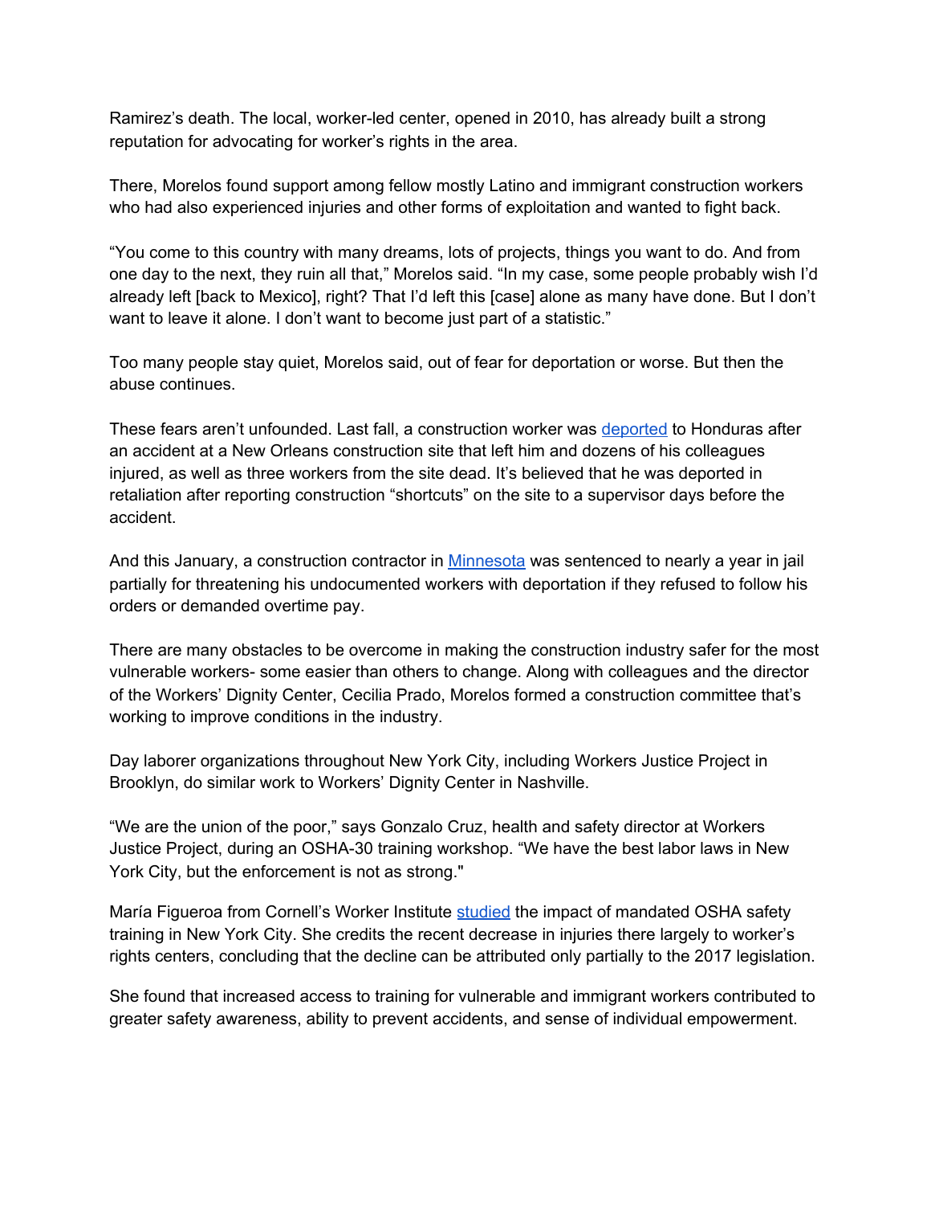Ramirez's death. The local, worker-led center, opened in 2010, has already built a strong reputation for advocating for worker's rights in the area.

There, Morelos found support among fellow mostly Latino and immigrant construction workers who had also experienced injuries and other forms of exploitation and wanted to fight back.

"You come to this country with many dreams, lots of projects, things you want to do. And from one day to the next, they ruin all that," Morelos said. "In my case, some people probably wish I'd already left [back to Mexico], right? That I'd left this [case] alone as many have done. But I don't want to leave it alone. I don't want to become just part of a statistic."

Too many people stay quiet, Morelos said, out of fear for deportation or worse. But then the abuse continues.

These fears aren't unfounded. Last fall, a construction worker was deported to Honduras after an accident at a New Orleans construction site that left him and dozens of his colleagues injured, as well as three workers from the site dead. It's believed that he was deported in retaliation after reporting construction "shortcuts" on the site to a supervisor days before the accident.

And this January, a construction contractor in Minnesota was sentenced to nearly a year in jail partially for threatening his undocumented workers with deportation if they refused to follow his orders or demanded overtime pay.

There are many obstacles to be overcome in making the construction industry safer for the most vulnerable workers- some easier than others to change. Along with colleagues and the director of the Workers' Dignity Center, Cecilia Prado, Morelos formed a construction committee that's working to improve conditions in the industry.

Day laborer organizations throughout New York City, including Workers Justice Project in Brooklyn, do similar work to Workers' Dignity Center in Nashville.

"We are the union of the poor," says Gonzalo Cruz, health and safety director at Workers Justice Project, during an OSHA-30 training workshop. "We have the best labor laws in New York City, but the enforcement is not as strong."

María Figueroa from Cornell's Worker Institute studied the impact of mandated OSHA safety training in New York City. She credits the recent decrease in injuries there largely to worker's rights centers, concluding that the decline can be attributed only partially to the 2017 legislation.

She found that increased access to training for vulnerable and immigrant workers contributed to greater safety awareness, ability to prevent accidents, and sense of individual empowerment.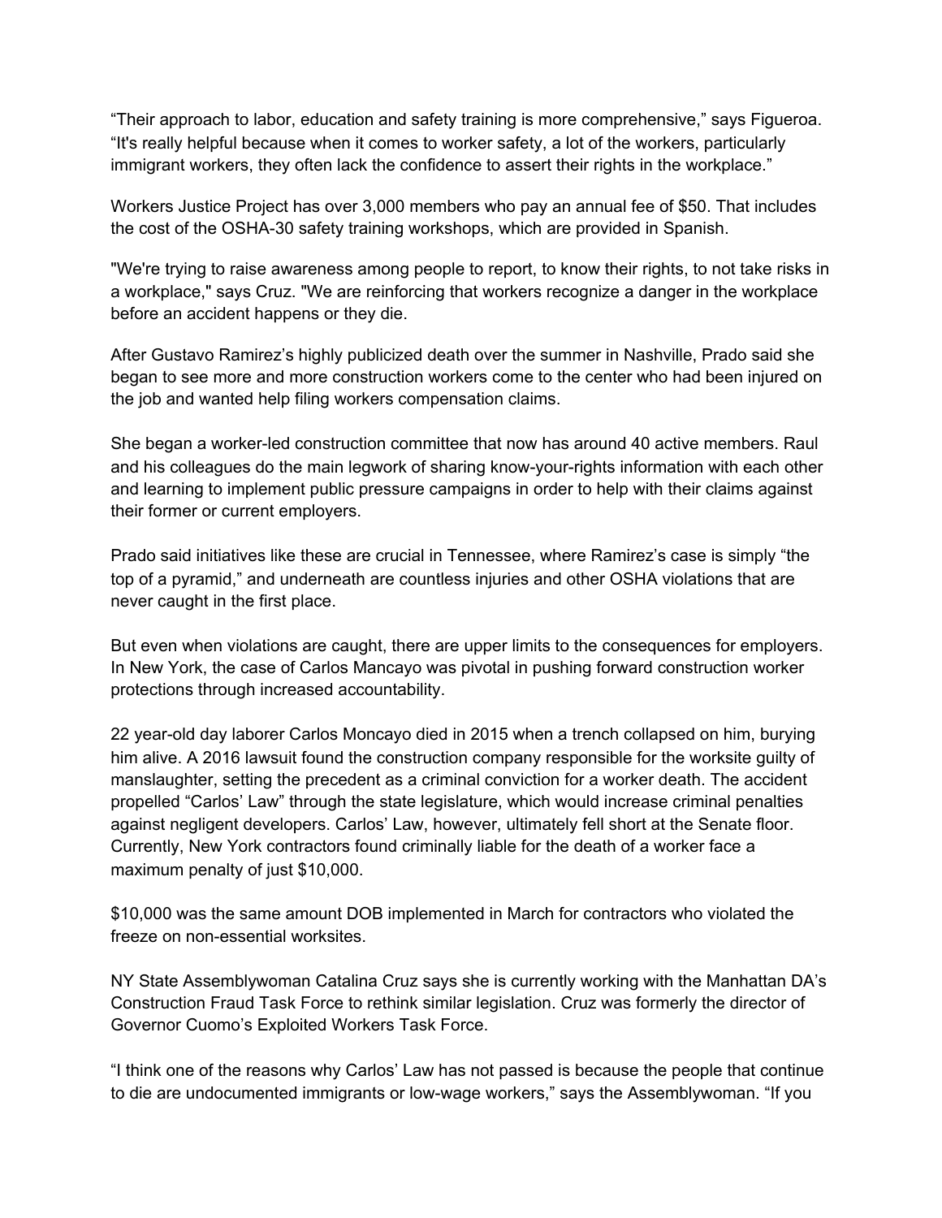“Their approach to labor, education and safety training is more comprehensive,” says Figueroa. “It's really helpful because when it comes to worker safety, a lot of the workers, particularly immigrant workers, they often lack the confidence to assert their rights in the workplace.”

Workers Justice Project has over 3,000 members who pay an annual fee of $50. That includes the cost of the OSHA-30 safety training workshops, which are provided in Spanish.

"We're trying to raise awareness among people to report, to know their rights, to not take risks in a workplace," says Cruz. "We are reinforcing that workers recognize a danger in the workplace before an accident happens or they die.

After Gustavo Ramirez’s highly publicized death over the summer in Nashville, Prado said she began to see more and more construction workers come to the center who had been injured on the job and wanted help filing workers compensation claims.

She began a worker-led construction committee that now has around 40 active members. Raul and his colleagues do the main legwork of sharing know-your-rights information with each other and learning to implement public pressure campaigns in order to help with their claims against their former or current employers.

Prado said initiatives like these are crucial in Tennessee, where Ramirez’s case is simply “the top of a pyramid,” and underneath are countless injuries and other OSHA violations that are never caught in the first place.

But even when violations are caught, there are upper limits to the consequences for employers. In New York, the case of Carlos Mancayo was pivotal in pushing forward construction worker protections through increased accountability.

22 year-old day laborer Carlos Moncayo died in 2015 when a trench collapsed on him, burying him alive. A 2016 lawsuit found the construction company responsible for the worksite guilty of manslaughter, setting the precedent as a criminal conviction for a worker death. The accident propelled “Carlos’ Law” through the state legislature, which would increase criminal penalties against negligent developers. Carlos’ Law, however, ultimately fell short at the Senate floor. Currently, New York contractors found criminally liable for the death of a worker face a maximum penalty of just $10,000.

$10,000 was the same amount DOB implemented in March for contractors who violated the freeze on non-essential worksites.

NY State Assemblywoman Catalina Cruz says she is currently working with the Manhattan DA’s Construction Fraud Task Force to rethink similar legislation. Cruz was formerly the director of Governor Cuomo’s Exploited Workers Task Force.

“I think one of the reasons why Carlos’ Law has not passed is because the people that continue to die are undocumented immigrants or low-wage workers,” says the Assemblywoman. “If you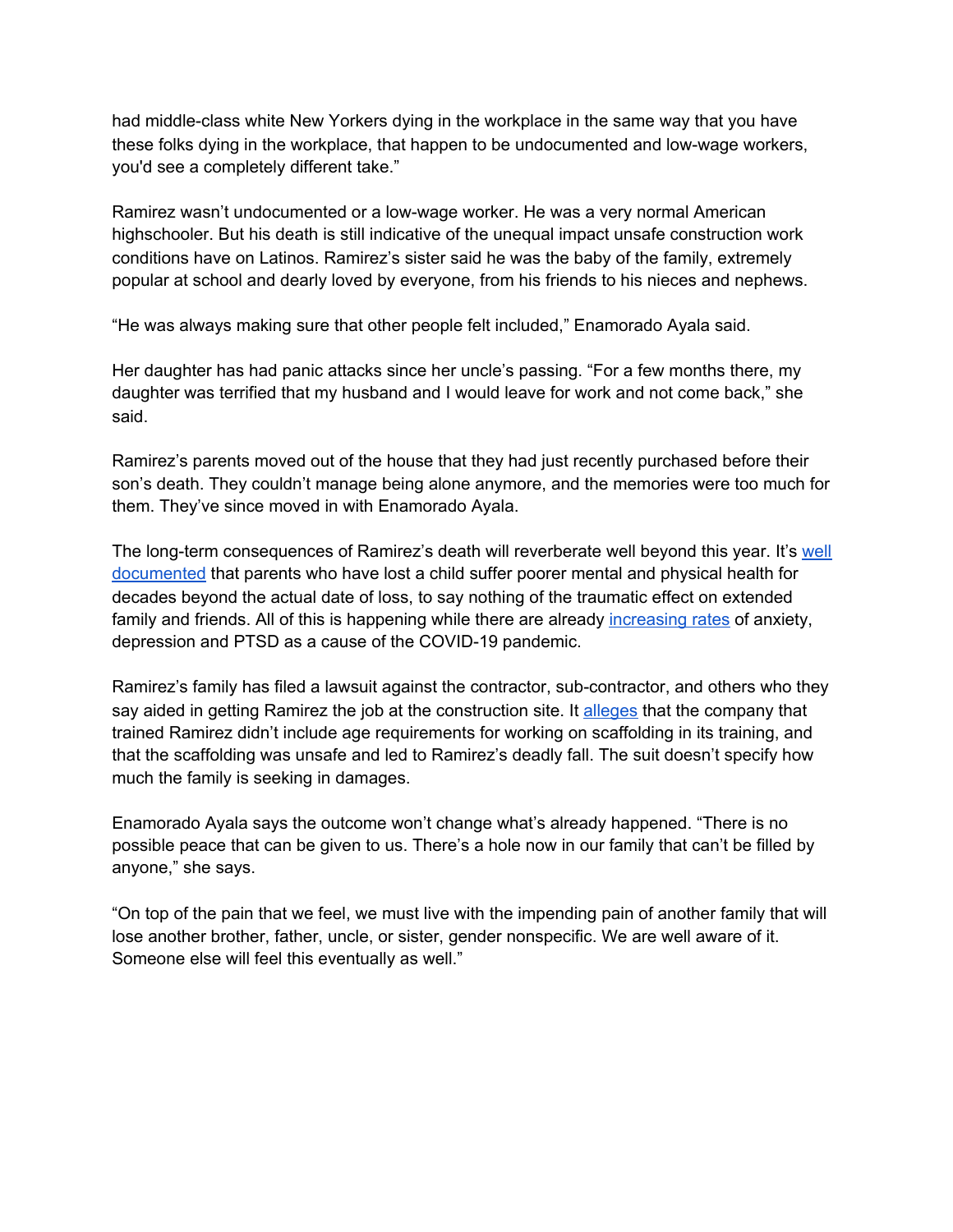had middle-class white New Yorkers dying in the workplace in the same way that you have these folks dying in the workplace, that happen to be undocumented and low-wage workers, you'd see a completely different take."

Ramirez wasn't undocumented or a low-wage worker. He was a very normal American highschooler. But his death is still indicative of the unequal impact unsafe construction work conditions have on Latinos. Ramirez's sister said he was the baby of the family, extremely popular at school and dearly loved by everyone, from his friends to his nieces and nephews.

"He was always making sure that other people felt included," Enamorado Ayala said.

Her daughter has had panic attacks since her uncle's passing. "For a few months there, my daughter was terrified that my husband and I would leave for work and not come back," she said.

Ramirez's parents moved out of the house that they had just recently purchased before their son's death. They couldn't manage being alone anymore, and the memories were too much for them. They've since moved in with Enamorado Ayala.

The long-term consequences of Ramirez's death will reverberate well beyond this year. It's well documented that parents who have lost a child suffer poorer mental and physical health for decades beyond the actual date of loss, to say nothing of the traumatic effect on extended family and friends. All of this is happening while there are already increasing rates of anxiety, depression and PTSD as a cause of the COVID-19 pandemic.

Ramirez's family has filed a lawsuit against the contractor, sub-contractor, and others who they say aided in getting Ramirez the job at the construction site. It alleges that the company that trained Ramirez didn't include age requirements for working on scaffolding in its training, and that the scaffolding was unsafe and led to Ramirez's deadly fall. The suit doesn't specify how much the family is seeking in damages.

Enamorado Ayala says the outcome won't change what's already happened. "There is no possible peace that can be given to us. There's a hole now in our family that can't be filled by anyone," she says.

"On top of the pain that we feel, we must live with the impending pain of another family that will lose another brother, father, uncle, or sister, gender nonspecific. We are well aware of it. Someone else will feel this eventually as well."